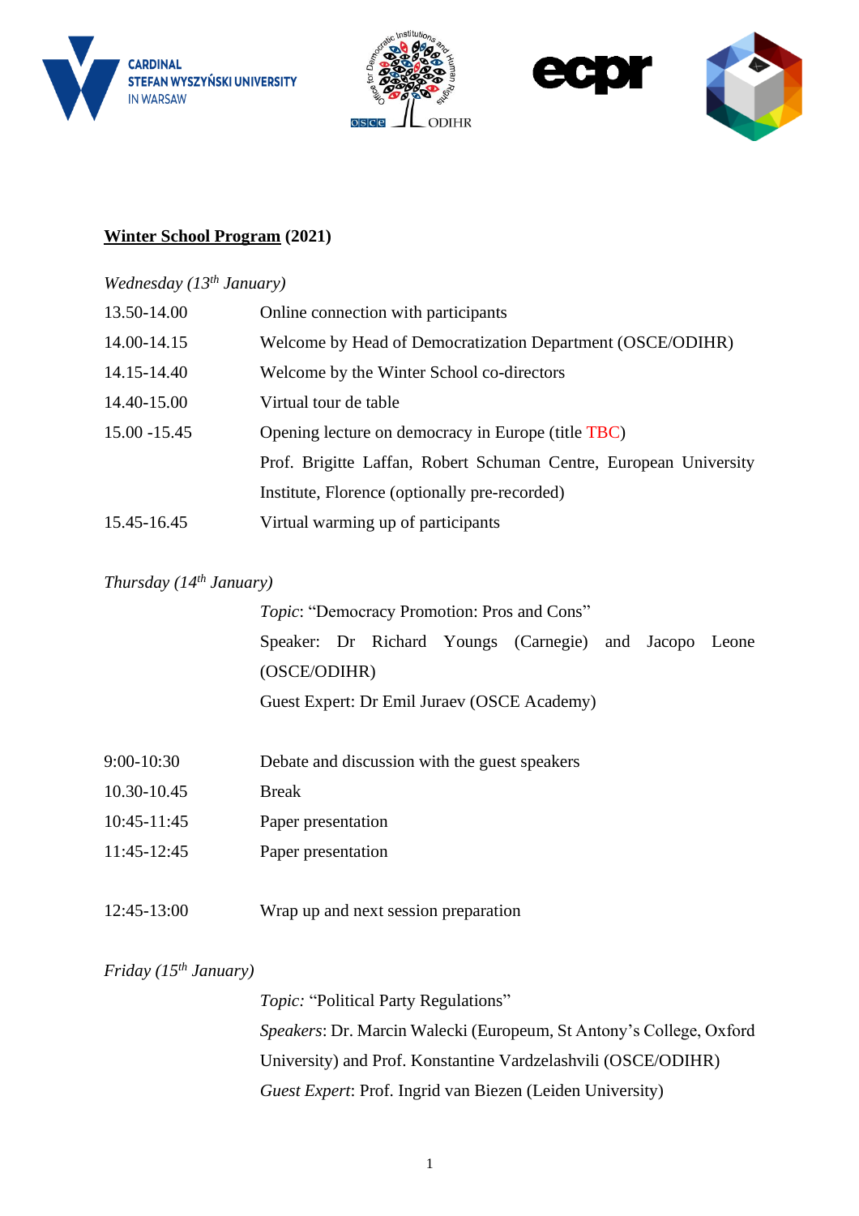CARDINAL STEFAN WYSZYŃSKI UNIVERSITY IN WARSAW

# <u>Winter School Program</u> (2021)

*Wednesday (13th January)*

| | |
|---|---|
| 13.50-14.00 | Online connection with participants |
| 14.00-14.15 | Welcome by Head of Democratization Department (OSCE/ODIHR) |
| 14.15-14.40 | Welcome by the Winter School co-directors |
| 14.40-15.00 | Virtual tour de table |
| 15.00 -15.45 | Opening lecture on democracy in Europe (title TBC) Prof. Brigitte Laffan, Robert Schuman Centre, European University Institute, Florence (optionally pre-recorded) |
| 15.45-16.45 | Virtual warming up of participants |

*Thursday (14th January)*

*Topic*: "Democracy Promotion: Pros and Cons"
Speaker: Dr Richard Youngs (Carnegie) and Jacopo Leone (OSCE/ODIHR)
Guest Expert: Dr Emil Juraev (OSCE Academy)

| | |
|---|---|
| 9:00-10:30 | Debate and discussion with the guest speakers |
| 10.30-10.45 | Break |
| 10:45-11:45 | Paper presentation |
| 11:45-12:45 | Paper presentation |
| 12:45-13:00 | Wrap up and next session preparation |

*Friday (15th January)*

*Topic:* "Political Party Regulations"
*Speakers*: Dr. Marcin Walecki (Europeum, St Antony's College, Oxford University) and Prof. Konstantine Vardzelashvili (OSCE/ODIHR)
*Guest Expert*: Prof. Ingrid van Biezen (Leiden University)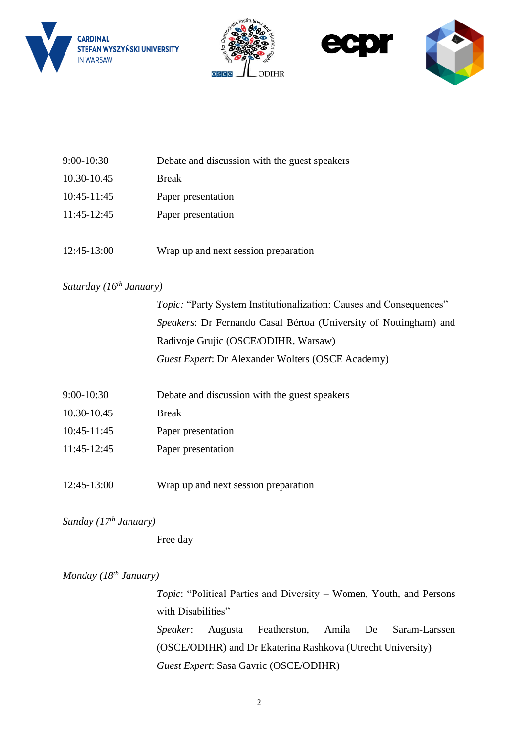| | |
|---|---|
| 9:00-10:30 | Debate and discussion with the guest speakers |
| 10.30-10.45 | Break |
| 10:45-11:45 | Paper presentation |
| 11:45-12:45 | Paper presentation |
| 12:45-13:00 | Wrap up and next session preparation |

*Saturday (16th January)*

*Topic:* "Party System Institutionalization: Causes and Consequences"

*Speakers*: Dr Fernando Casal Bértoa (University of Nottingham) and Radivoje Grujic (OSCE/ODIHR, Warsaw)

*Guest Expert*: Dr Alexander Wolters (OSCE Academy)

| | |
|---|---|
| 9:00-10:30 | Debate and discussion with the guest speakers |
| 10.30-10.45 | Break |
| 10:45-11:45 | Paper presentation |
| 11:45-12:45 | Paper presentation |
| 12:45-13:00 | Wrap up and next session preparation |

*Sunday (17th January)*

Free day

*Monday (18th January)*

*Topic*: "Political Parties and Diversity – Women, Youth, and Persons with Disabilities"

*Speaker*: Augusta Featherston, Amila De Saram-Larssen (OSCE/ODIHR) and Dr Ekaterina Rashkova (Utrecht University)

*Guest Expert*: Sasa Gavric (OSCE/ODIHR)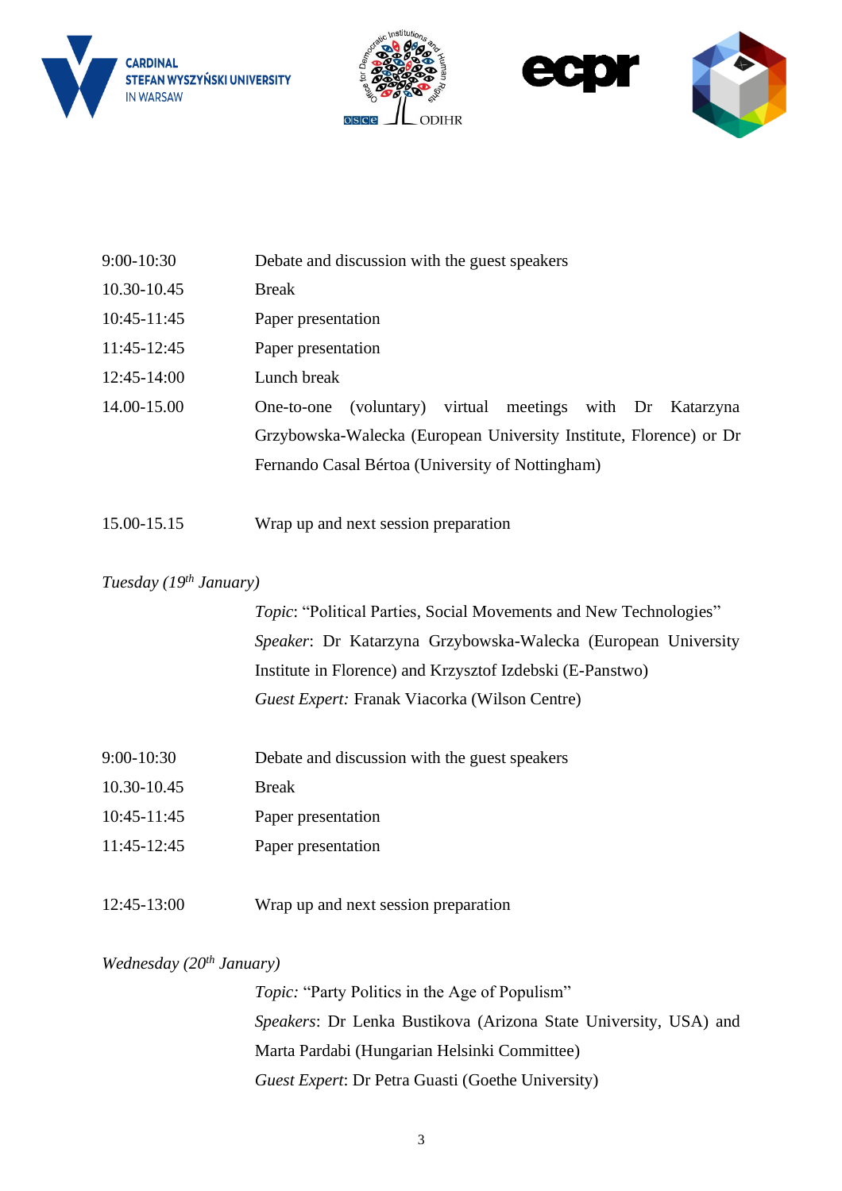| | |
|---|---|
| 9:00-10:30 | Debate and discussion with the guest speakers |
| 10.30-10.45 | Break |
| 10:45-11:45 | Paper presentation |
| 11:45-12:45 | Paper presentation |
| 12:45-14:00 | Lunch break |
| 14.00-15.00 | One-to-one (voluntary) virtual meetings with Dr Katarzyna Grzybowska-Walecka (European University Institute, Florence) or Dr Fernando Casal Bértoa (University of Nottingham) |
| 15.00-15.15 | Wrap up and next session preparation |

*Tuesday (19th January)*

*Topic*: "Political Parties, Social Movements and New Technologies"
*Speaker*: Dr Katarzyna Grzybowska-Walecka (European University Institute in Florence) and Krzysztof Izdebski (E-Panstwo)
*Guest Expert:* Franak Viacorka (Wilson Centre)

| | |
|---|---|
| 9:00-10:30 | Debate and discussion with the guest speakers |
| 10.30-10.45 | Break |
| 10:45-11:45 | Paper presentation |
| 11:45-12:45 | Paper presentation |
| 12:45-13:00 | Wrap up and next session preparation |

*Wednesday (20th January)*

*Topic:* "Party Politics in the Age of Populism"
*Speakers*: Dr Lenka Bustikova (Arizona State University, USA) and Marta Pardabi (Hungarian Helsinki Committee)
*Guest Expert*: Dr Petra Guasti (Goethe University)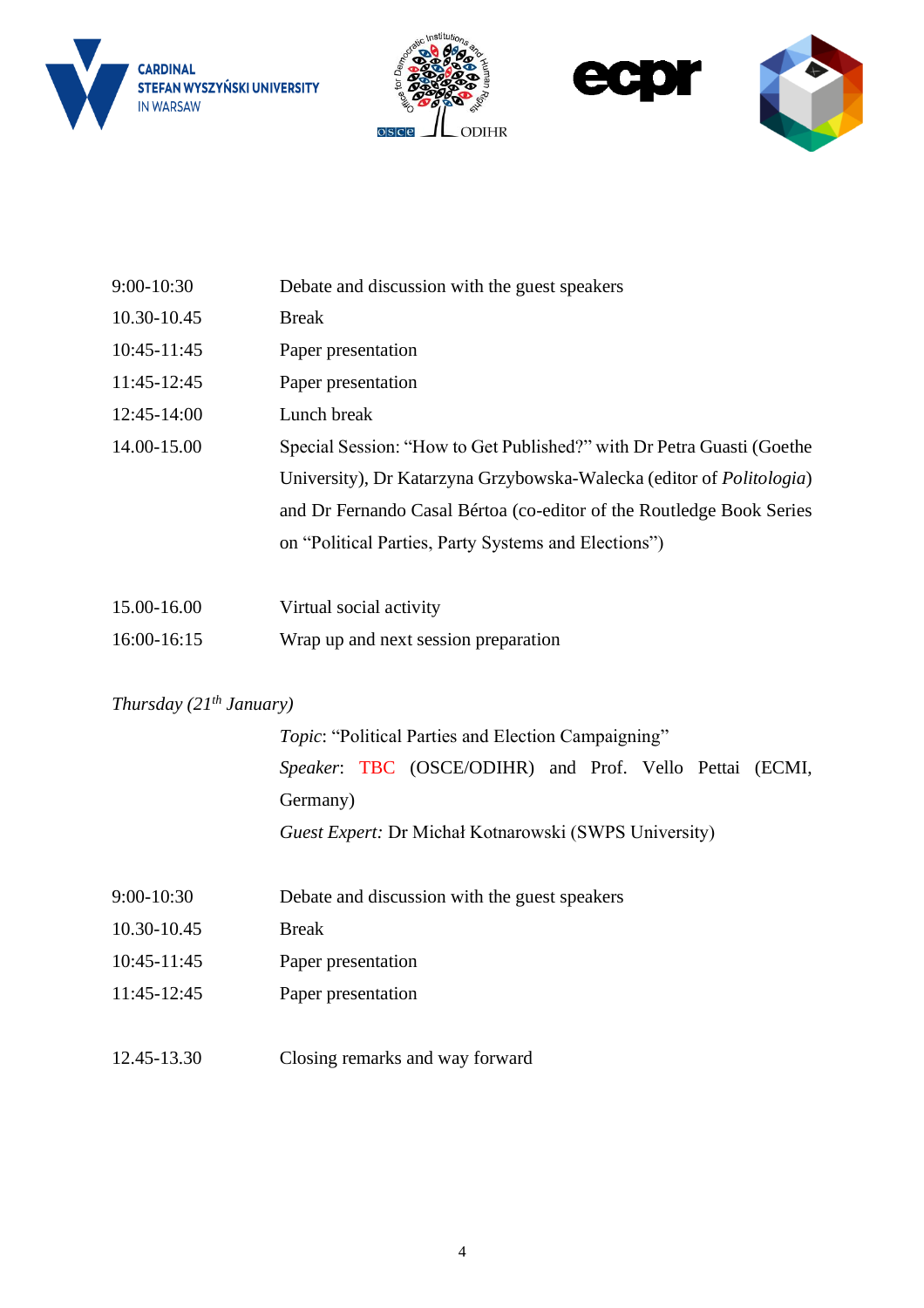| | |
|---|---|
| 9:00-10:30 | Debate and discussion with the guest speakers |
| 10.30-10.45 | Break |
| 10:45-11:45 | Paper presentation |
| 11:45-12:45 | Paper presentation |
| 12:45-14:00 | Lunch break |
| 14.00-15.00 | Special Session: "How to Get Published?" with Dr Petra Guasti (Goethe University), Dr Katarzyna Grzybowska-Walecka (editor of *Politologia*) and Dr Fernando Casal Bértoa (co-editor of the Routledge Book Series on "Political Parties, Party Systems and Elections") |
| 15.00-16.00 | Virtual social activity |
| 16:00-16:15 | Wrap up and next session preparation |

*Thursday (21st January)*

*Topic*: "Political Parties and Election Campaigning"

*Speaker*: TBC (OSCE/ODIHR) and Prof. Vello Pettai (ECMI, Germany)

*Guest Expert:* Dr Michał Kotnarowski (SWPS University)

| | |
|---|---|
| 9:00-10:30 | Debate and discussion with the guest speakers |
| 10.30-10.45 | Break |
| 10:45-11:45 | Paper presentation |
| 11:45-12:45 | Paper presentation |
| 12.45-13.30 | Closing remarks and way forward |